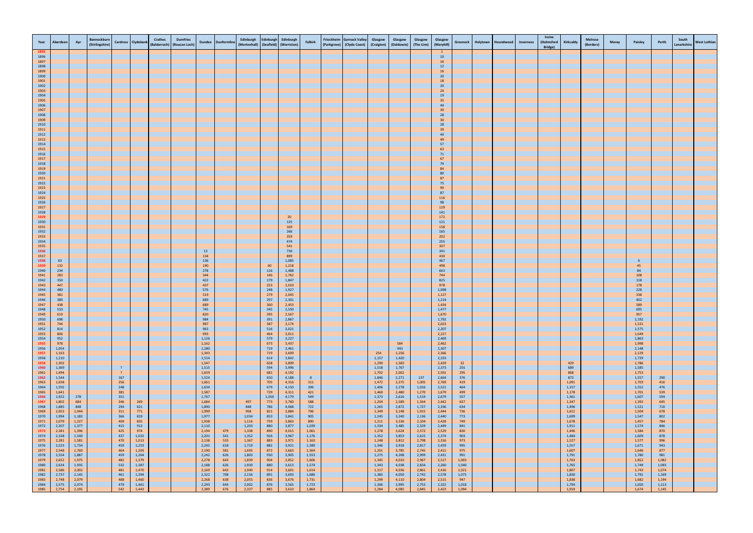| Year | Aberdeen | Ayr | Bannockburn (Stirlingshire) | Cardross | Clydebank | Crathes (Baldarroch) | Dumfries (Roucan Loch) | Dundee | Dunfermline | Edinburgh (Mortonhall) | Edinburgh (Seafield) | Edinburgh (Warriston) | Falkirk | Friockheim (Parkgrove) | Garnock Valley (Clyde Coast) | Glasgow (Craigton) | Glasgow (Daldowie) | Glasgow (The Linn) | Glasgow (Maryhill) | Greenock | Holytown | Houndwood | Inverness | Irvine (Holmsford Bridge) | Kirkcaldy | Melrose (Borders) | Moray | Paisley | Perth | South Lanarkshire | West Lothian |
|---|---|---|---|---|---|---|---|---|---|---|---|---|---|---|---|---|---|---|---|---|---|---|---|---|---|---|---|---|---|---|---|
| 1895 | | | | | | | | | | | | | | | | | | | 1 | | | | | | | | | | | | |
| 1896 | | | | | | | | | | | | | | | | | | | 10 | | | | | | | | | | | | |
| 1897 | | | | | | | | | | | | | | | | | | | 16 | | | | | | | | | | | | |
| 1898 | | | | | | | | | | | | | | | | | | | 12 | | | | | | | | | | | | |
| 1899 | | | | | | | | | | | | | | | | | | | 16 | | | | | | | | | | | | |
| 1900 | | | | | | | | | | | | | | | | | | | 20 | | | | | | | | | | | | |
| 1901 | | | | | | | | | | | | | | | | | | | 18 | | | | | | | | | | | | |
| 1902 | | | | | | | | | | | | | | | | | | | 20 | | | | | | | | | | | | |
| 1903 | | | | | | | | | | | | | | | | | | | 24 | | | | | | | | | | | | |
| 1904 | | | | | | | | | | | | | | | | | | | 19 | | | | | | | | | | | | |
| 1905 | | | | | | | | | | | | | | | | | | | 35 | | | | | | | | | | | | |
| 1906 | | | | | | | | | | | | | | | | | | | 44 | | | | | | | | | | | | |
| 1907 | | | | | | | | | | | | | | | | | | | 30 | | | | | | | | | | | | |
| 1908 | | | | | | | | | | | | | | | | | | | 28 | | | | | | | | | | | | |
| 1909 | | | | | | | | | | | | | | | | | | | 30 | | | | | | | | | | | | |
| 1910 | | | | | | | | | | | | | | | | | | | 28 | | | | | | | | | | | | |
| 1911 | | | | | | | | | | | | | | | | | | | 39 | | | | | | | | | | | | |
| 1912 | | | | | | | | | | | | | | | | | | | 44 | | | | | | | | | | | | |
| 1913 | | | | | | | | | | | | | | | | | | | 49 | | | | | | | | | | | | |
| 1914 | | | | | | | | | | | | | | | | | | | 57 | | | | | | | | | | | | |
| 1915 | | | | | | | | | | | | | | | | | | | 63 | | | | | | | | | | | | |
| 1916 | | | | | | | | | | | | | | | | | | | 71 | | | | | | | | | | | | |
| 1917 | | | | | | | | | | | | | | | | | | | 67 | | | | | | | | | | | | |
| 1918 | | | | | | | | | | | | | | | | | | | 74 | | | | | | | | | | | | |
| 1919 | | | | | | | | | | | | | | | | | | | 84 | | | | | | | | | | | | |
| 1920 | | | | | | | | | | | | | | | | | | | 80 | | | | | | | | | | | | |
| 1921 | | | | | | | | | | | | | | | | | | | 87 | | | | | | | | | | | | |
| 1922 | | | | | | | | | | | | | | | | | | | 75 | | | | | | | | | | | | |
| 1923 | | | | | | | | | | | | | | | | | | | 90 | | | | | | | | | | | | |
| 1924 | | | | | | | | | | | | | | | | | | | 87 | | | | | | | | | | | | |
| 1925 | | | | | | | | | | | | | | | | | | | 116 | | | | | | | | | | | | |
| 1926 | | | | | | | | | | | | | | | | | | | 98 | | | | | | | | | | | | |
| 1927 | | | | | | | | | | | | | | | | | | | 129 | | | | | | | | | | | | |
| 1928 | | | | | | | | | | | | | | | | | | | 141 | | | | | | | | | | | | |
| 1929 | | | | | | | | | | | | 20 | | | | | | | 172 | | | | | | | | | | | | |
| 1930 | | | | | | | | | | | | 125 | | | | | | | 121 | | | | | | | | | | | | |
| 1931 | | | | | | | | | | | | 169 | | | | | | | 158 | | | | | | | | | | | | |
| 1932 | | | | | | | | | | | | 266 | | | | | | | 165 | | | | | | | | | | | | |
| 1933 | | | | | | | | | | | | 359 | | | | | | | 202 | | | | | | | | | | | | |
| 1934 | | | | | | | | | | | | 474 | | | | | | | 255 | | | | | | | | | | | | |
| 1935 | | | | | | | | | | | | 541 | | | | | | | 307 | | | | | | | | | | | | |
| 1936 | | | | | | | | 13 | | | | 730 | | | | | | | 341 | | | | | | | | | | | | |
| 1937 | | | | | | | | 134 | | | | 899 | | | | | | | 430 | | | | | | | | | | | | |
| 1938 | 63 | | | | | | | 136 | | | | 1,085 | | | | | | | 467 | | | | | | | | | 6 | | | |
| 1939 | 132 | | | | | | | 190 | | | 60 | 1,218 | | | | | | | 498 | | | | | | | | | 45 | | | |
| 1940 | 234 | | | | | | | 278 | | | 116 | 1,488 | | | | | | | 663 | | | | | | | | | 84 | | | |
| 1941 | 283 | | | | | | | 344 | | | 146 | 1,762 | | | | | | | 744 | | | | | | | | | 108 | | | |
| 1942 | 350 | | | | | | | 422 | | | 179 | 1,847 | | | | | | | 825 | | | | | | | | | 118 | | | |
| 1943 | 447 | | | | | | | 437 | | | 253 | 2,010 | | | | | | | 978 | | | | | | | | | 178 | | | |
| 1944 | 480 | | | | | | | 576 | | | 248 | 1,927 | | | | | | | 1,098 | | | | | | | | | 228 | | | |
| 1945 | 381 | | | | | | | 519 | | | 279 | 2,045 | | | | | | | 1,127 | | | | | | | | | 338 | | | |
| 1946 | 389 | | | | | | | 689 | | | 297 | 2,301 | | | | | | | 1,214 | | | | | | | | | 402 | | | |
| 1947 | 438 | | | | | | | 689 | | | 360 | 2,453 | | | | | | | 1,434 | | | | | | | | | 589 | | | |
| 1948 | 510 | | | | | | | 745 | | | 345 | 2,550 | | | | | | | 1,477 | | | | | | | | | 695 | | | |
| 1949 | 619 | | | | | | | 820 | | | 395 | 2,567 | | | | | | | 1,670 | | | | | | | | | 957 | | | |
| 1950 | 698 | | | | | | | 984 | | | 391 | 2,867 | | | | | | | 1,792 | | | | | | | | | 1,192 | | | |
| 1951 | 744 | | | | | | | 987 | | | 587 | 3,174 | | | | | | | 2,023 | | | | | | | | | 1,531 | | | |
| 1952 | 814 | | | | | | | 963 | | | 516 | 3,021 | | | | | | | 2,207 | | | | | | | | | 1,575 | | | |
| 1953 | 806 | | | | | | | 993 | | | 464 | 3,011 | | | | | | | 2,227 | | | | | | | | | 1,649 | | | |
| 1954 | 952 | | | | | | | 1,126 | | | 579 | 3,227 | | | | | | | 2,469 | | | | | | | | | 1,863 | | | |
| 1955 | 978 | | | | | | | 1,162 | | | 673 | 3,437 | | | | | 584 | | 2,462 | | | | | | | | | 1,998 | | | |
| 1956 | 1,054 | | | | | | | 1,280 | | | 719 | 3,461 | | | | | 943 | | 2,307 | | | | | | | | | 2,148 | | | |
| 1957 | 1,163 | | | | | | | 1,343 | | | 719 | 3,609 | | | | 254 | 1,256 | | 2,366 | | | | | | | | | 2,129 | | | |
| 1958 | 1,210 | | | | | | | 1,514 | | | 614 | 3,842 | | | | 1,157 | 1,420 | | 2,333 | | | | | | | | | 1,729 | | | |
| 1959 | 1,302 | | | | | | | 1,547 | | | 658 | 3,899 | | | | 1,290 | 1,583 | | 2,429 | 32 | | | | | 429 | | | 1,786 | | | |
| 1960 | 1,369 | | | ? | | | | 1,515 | | | 594 | 3,996 | | | | 1,518 | 1,767 | | 2,373 | 255 | | | | | 689 | | | 1,585 | | | |
| 1961 | 1,494 | | | ? | | | | 1,659 | | | 681 | 4,192 | | | | 1,702 | 2,002 | | 2,591 | 295 | | | | | 868 | | | 1,753 | | | |
| 1962 | 1,544 | | | 167 | | | | 1,524 | | | 650 | 4,188 | 8 | | | 1,846 | 2,271 | 137 | 2,664 | 376 | | | | | 873 | | | 1,557 | 290 | | |
| 1963 | 1,658 | | | 256 | | | | 1,661 | | | 705 | 4,316 | 311 | | | 1,472 | 2,375 | 1,005 | 2,769 | 419 | | | | | 1,091 | | | 1,703 | 416 | | |
| 1964 | 1,592 | | | 248 | | | | 1,634 | | | 679 | 4,150 | 396 | | | 1,406 | 2,278 | 1,016 | 2,521 | 464 | | | | | 1,157 | | | 1,552 | 476 | | |
| 1965 | 1,641 | | | 381 | | | | 1,587 | | | 729 | 4,311 | 421 | | | 1,460 | 2,480 | 1,270 | 1,679 | 499 | | | | | 1,178 | | | 1,701 | 539 | | |
| 1966 | 1,922 | 278 | | 351 | | | | 1,767 | | | 1,050 | 4,179 | 549 | | | 1,373 | 2,616 | 1,519 | 2,679 | 557 | | | | | 1,361 | | | 1,607 | 594 | | |
| 1967 | 1,802 | 684 | | 346 | 269 | | | 1,684 | | 497 | 773 | 3,760 | 588 | | | 1,204 | 2,589 | 1,564 | 2,442 | 637 | | | | | 1,347 | | | 1,392 | 645 | | |
| 1968 | 1,885 | 848 | | 294 | 621 | | | 1,890 | | 848 | 786 | 4,068 | 722 | | | 1,265 | 2,872 | 1,727 | 2,336 | 634 | | | | | 1,496 | | | 1,521 | 710 | | |
| 1969 | 2,053 | 1,044 | | 311 | 771 | | | 1,999 | | 958 | 821 | 3,884 | 796 | | | 1,349 | 3,148 | 1,915 | 2,444 | 736 | | | | | 1,611 | | | 1,504 | 678 | | |
| 1970 | 1,994 | 1,183 | | 366 | 819 | | | 1,977 | | 1,034 | 853 | 3,841 | 905 | | | 1,245 | 3,240 | 2,136 | 2,440 | 773 | | | | | 1,699 | | | 1,547 | 802 | | |
| 1971 | 2,079 | 1,227 | | 409 | 835 | | | 1,938 | | 1,116 | 759 | 3,863 | 890 | | | 1,211 | 3,336 | 2,104 | 2,428 | 749 | | | | | 1,678 | | | 1,457 | 784 | | |
| 1972 | 2,207 | 1,377 | | 415 | 913 | | | 2,110 | | 1,203 | 880 | 3,877 | 1,039 | | | 1,334 | 3,485 | 2,329 | 2,449 | 841 | | | | | 1,911 | | | 1,574 | 846 | | |
| 1973 | 2,281 | 1,396 | | 425 | 974 | | | 2,194 | 479 | 1,338 | 890 | 4,015 | 1,061 | | | 1,278 | 3,624 | 2,572 | 2,529 | 830 | | | | | 1,496 | | | 1,584 | 870 | | |
| 1974 | 2,328 | 1,540 | | 437 | 1,032 | | | 2,201 | 541 | 1,352 | 926 | 3,967 | 1,176 | | | 1,352 | 3,853 | 2,615 | 2,374 | 903 | | | | | 1,484 | | | 1,609 | 878 | | |
| 1975 | 2,281 | 1,581 | | 470 | 1,013 | | | 2,138 | 533 | 1,367 | 883 | 3,971 | 1,163 | | | 1,248 | 3,812 | 2,798 | 2,316 | 973 | | | | | 1,527 | | | 1,577 | 996 | | |
| 1976 | 2,523 | 1,734 | | 459 | 1,253 | | | 2,245 | 618 | 1,719 | 882 | 3,921 | 1,389 | | | 1,346 | 3,918 | 2,817 | 2,459 | 995 | | | | | 1,557 | | | 1,671 | 943 | | |
| 1977 | 2,548 | 1,760 | | 464 | 1,203 | | | 2,190 | 581 | 1,695 | 872 | 3,663 | 1,364 | | | 1,201 | 3,785 | 2,745 | 2,411 | 975 | | | | | 1,607 | | | 1,646 | 877 | | |
| 1978 | 2,554 | 1,887 | | 459 | 1,264 | | | 2,242 | 626 | 1,803 | 930 | 3,905 | 1,553 | | | 1,275 | 4,208 | 2,999 | 2,431 | 991 | | | | | 1,791 | | | 1,780 | 981 | | |
| 1979 | 2,652 | 1,975 | | 482 | 1,379 | | | 2,278 | 643 | 1,839 | 904 | 3,852 | 1,606 | | | 1,345 | 4,010 | 2,967 | 2,517 | 1,003 | | | | | 1,763 | | | 1,852 | 1,082 | | |
| 1980 | 2,634 | 1,935 | | 532 | 1,387 | | | 2,188 | 626 | 1,930 | 880 | 3,613 | 1,574 | | | 1,343 | 4,038 | 2,834 | 2,260 | 1,040 | | | | | 1,765 | | | 1,749 | 1,093 | | |
| 1981 | 2,586 | 2,002 | | 481 | 1,470 | | | 2,169 | 643 | 1,940 | 914 | 3,601 | 1,614 | | | 1,317 | 4,036 | 2,861 | 2,416 | 1,021 | | | | | 1,807 | | | 1,743 | 1,074 | | |
| 1982 | 2,737 | 2,145 | | 461 | 1,394 | | | 2,322 | 708 | 2,156 | 891 | 3,693 | 1,686 | | | 1,385 | 4,050 | 2,742 | 2,578 | 1,075 | | | | | 1,830 | | | 1,791 | 1,169 | | |
| 1983 | 2,748 | 2,079 | | 488 | 1,460 | | | 2,268 | 638 | 2,055 | 836 | 3,676 | 1,731 | | | 1,299 | 4,110 | 2,804 | 2,515 | 947 | | | | | 1,838 | | | 1,682 | 1,194 | | |
| 1984 | 2,575 | 2,074 | | 479 | 1,461 | | | 2,293 | 644 | 2,002 | 876 | 3,565 | 1,723 | | | 1,306 | 3,995 | 2,753 | 2,322 | 1,018 | | | | | 1,794 | | | 1,650 | 1,113 | | |
| 1985 | 2,754 | 2,195 | | 542 | 1,443 | | | 2,389 | 676 | 2,337 | 885 | 3,610 | 1,864 | | | 1,284 | 4,085 | 2,845 | 2,423 | 1,094 | | | | | 1,919 | | | 1,674 | 1,145 | | |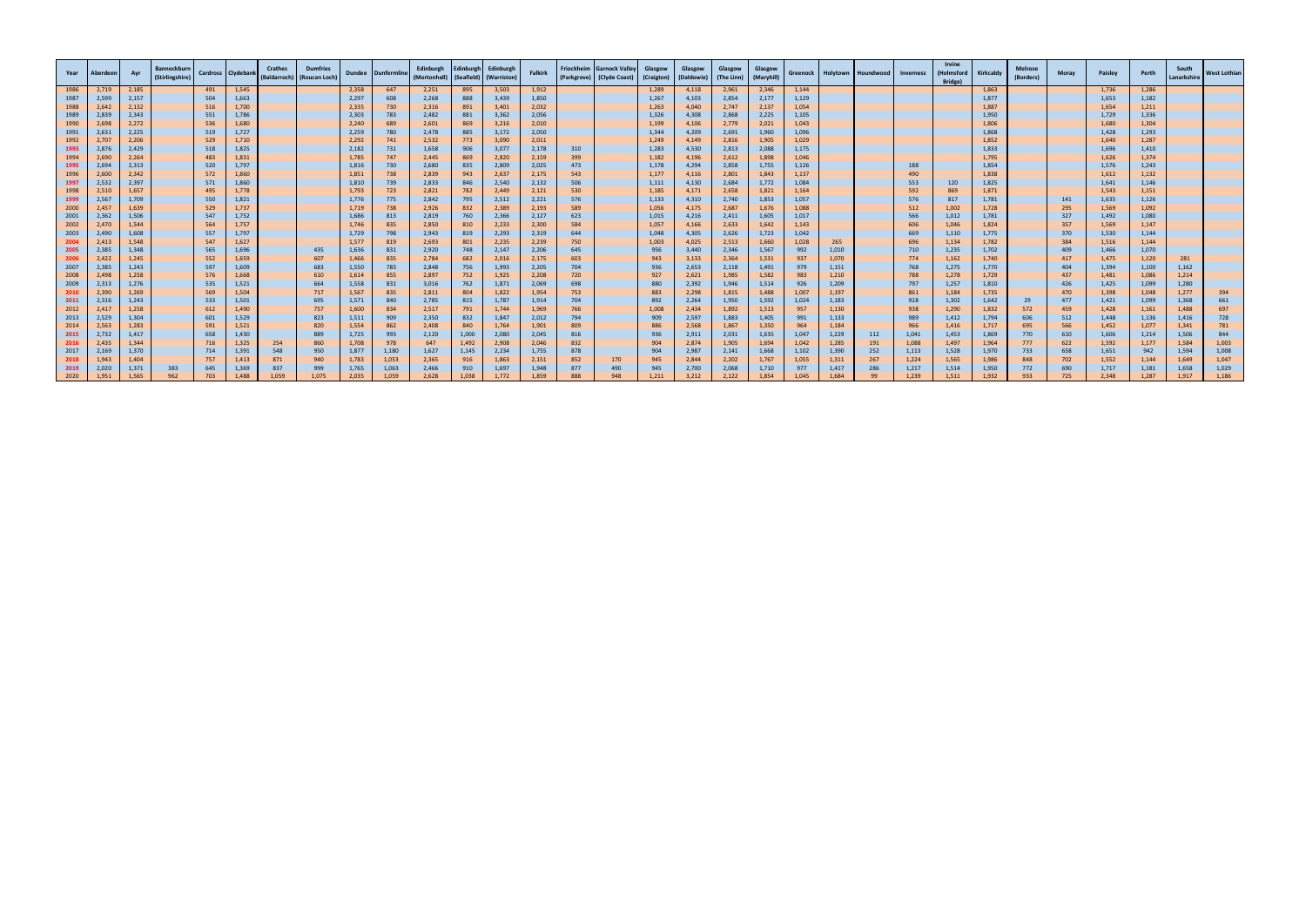| Year | Aberdeen | Ayr | Bannockburn (Stirlingshire) | Cardross | Clydebank | Crathes (Baldarroch) | Dumfries (Roucan Loch) | Dundee | Dunfermline | Edinburgh (Mortonhall) | Edinburgh (Seafield) | Edinburgh (Warriston) | Falkirk | Friockheim (Parkgrove) | Garnock Valley (Clyde Coast) | Glasgow (Craigton) | Glasgow (Daldowie) | Glasgow (The Linn) | Glasgow (Maryhill) | Greenock | Holytown | Houndwood | Inverness | Irvine (Holmsford Bridge) | Kirkcaldy | Melrose (Borders) | Moray | Paisley | Perth | South Lanarkshire | West Lothian |
|---|---|---|---|---|---|---|---|---|---|---|---|---|---|---|---|---|---|---|---|---|---|---|---|---|---|---|---|---|---|---|---|
| 1986 | 2,719 | 2,185 | | 491 | 1,545 | | | 2,358 | 647 | 2,251 | 895 | 3,503 | 1,912 | | | 1,289 | 4,118 | 2,961 | 2,346 | 1,144 | | | | | 1,863 | | | 1,736 | 1,286 | | |
| 1987 | 2,599 | 2,157 | | 504 | 1,663 | | | 2,297 | 608 | 2,268 | 888 | 3,439 | 1,850 | | | 1,267 | 4,103 | 2,854 | 2,177 | 1,129 | | | | | 1,877 | | | 1,653 | 1,182 | | |
| 1988 | 2,642 | 2,132 | | 516 | 1,700 | | | 2,335 | 730 | 2,316 | 891 | 3,401 | 2,032 | | | 1,263 | 4,040 | 2,747 | 2,137 | 1,054 | | | | | 1,887 | | | 1,654 | 1,211 | | |
| 1989 | 2,839 | 2,343 | | 551 | 1,786 | | | 2,303 | 783 | 2,482 | 881 | 3,362 | 2,056 | | | 1,326 | 4,308 | 2,868 | 2,225 | 1,105 | | | | | 1,950 | | | 1,729 | 1,336 | | |
| 1990 | 2,698 | 2,272 | | 536 | 1,680 | | | 2,240 | 689 | 2,601 | 869 | 3,216 | 2,010 | | | 1,199 | 4,106 | 2,779 | 2,021 | 1,043 | | | | | 1,806 | | | 1,680 | 1,304 | | |
| 1991 | 2,631 | 2,225 | | 519 | 1,727 | | | 2,259 | 780 | 2,478 | 885 | 3,172 | 2,050 | | | 1,344 | 4,209 | 2,691 | 1,960 | 1,096 | | | | | 1,868 | | | 1,428 | 1,293 | | |
| 1992 | 2,707 | 2,206 | | 529 | 1,710 | | | 2,292 | 741 | 2,532 | 773 | 3,090 | 2,011 | | | 1,249 | 4,149 | 2,816 | 1,905 | 1,029 | | | | | 1,852 | | | 1,640 | 1,287 | | |
| 1993 | 2,876 | 2,429 | | 518 | 1,825 | | | 2,182 | 731 | 1,658 | 906 | 3,077 | 2,178 | 310 | | 1,283 | 4,530 | 2,813 | 2,088 | 1,175 | | | | | 1,833 | | | 1,696 | 1,410 | | |
| 1994 | 2,690 | 2,264 | | 483 | 1,831 | | | 1,785 | 747 | 2,445 | 869 | 2,820 | 2,159 | 399 | | 1,182 | 4,196 | 2,612 | 1,898 | 1,046 | | | | | 1,795 | | | 1,626 | 1,374 | | |
| 1995 | 2,694 | 2,313 | | 520 | 1,797 | | | 1,816 | 730 | 2,680 | 835 | 2,809 | 2,025 | 473 | | 1,178 | 4,294 | 2,858 | 1,755 | 1,126 | | | 188 | | 1,854 | | | 1,576 | 1,243 | | |
| 1996 | 2,600 | 2,342 | | 572 | 1,860 | | | 1,851 | 738 | 2,839 | 943 | 2,637 | 2,175 | 543 | | 1,177 | 4,116 | 2,801 | 1,843 | 1,137 | | | 490 | | 1,838 | | | 1,612 | 1,132 | | |
| 1997 | 2,532 | 2,397 | | 571 | 1,860 | | | 1,810 | 739 | 2,833 | 846 | 2,540 | 2,132 | 506 | | 1,111 | 4,130 | 2,684 | 1,772 | 1,084 | | | 553 | 120 | 1,825 | | | 1,641 | 1,146 | | |
| 1998 | 2,510 | 1,657 | | 495 | 1,778 | | | 1,793 | 723 | 2,821 | 782 | 2,449 | 2,121 | 530 | | 1,185 | 4,171 | 2,658 | 1,821 | 1,164 | | | 592 | 869 | 1,871 | | | 1,543 | 1,151 | | |
| 1999 | 2,567 | 1,709 | | 550 | 1,821 | | | 1,776 | 775 | 2,842 | 795 | 2,512 | 2,221 | 576 | | 1,133 | 4,310 | 2,740 | 1,853 | 1,057 | | | 576 | 817 | 1,781 | | 141 | 1,635 | 1,126 | | |
| 2000 | 2,457 | 1,639 | | 529 | 1,737 | | | 1,719 | 738 | 2,926 | 832 | 2,389 | 2,193 | 589 | | 1,056 | 4,175 | 2,687 | 1,676 | 1,088 | | | 512 | 1,002 | 1,728 | | 295 | 1,569 | 1,092 | | |
| 2001 | 2,362 | 1,506 | | 547 | 1,752 | | | 1,686 | 813 | 2,819 | 760 | 2,366 | 2,127 | 623 | | 1,015 | 4,216 | 2,411 | 1,605 | 1,017 | | | 566 | 1,012 | 1,781 | | 327 | 1,492 | 1,080 | | |
| 2002 | 2,470 | 1,544 | | 564 | 1,757 | | | 1,746 | 835 | 2,850 | 810 | 2,233 | 2,300 | 584 | | 1,057 | 4,166 | 2,633 | 1,642 | 1,143 | | | 606 | 1,046 | 1,824 | | 357 | 1,569 | 1,147 | | |
| 2003 | 2,490 | 1,608 | | 557 | 1,797 | | | 1,729 | 798 | 2,943 | 819 | 2,293 | 2,319 | 644 | | 1,048 | 4,305 | 2,626 | 1,723 | 1,042 | | | 669 | 1,110 | 1,775 | | 370 | 1,530 | 1,144 | | |
| 2004 | 2,413 | 1,548 | | 547 | 1,627 | | | 1,577 | 819 | 2,693 | 801 | 2,235 | 2,239 | 750 | | 1,003 | 4,025 | 2,513 | 1,660 | 1,028 | 265 | | 696 | 1,134 | 1,782 | | 384 | 1,516 | 1,144 | | |
| 2005 | 2,385 | 1,348 | | 565 | 1,696 | | 435 | 1,636 | 831 | 2,920 | 748 | 2,147 | 2,206 | 645 | | 956 | 3,440 | 2,346 | 1,567 | 992 | 1,010 | | 710 | 1,235 | 1,702 | | 409 | 1,466 | 1,070 | | |
| 2006 | 2,422 | 1,245 | | 552 | 1,659 | | 607 | 1,466 | 835 | 2,784 | 682 | 2,016 | 2,175 | 603 | | 943 | 3,133 | 2,364 | 1,531 | 937 | 1,070 | | 774 | 1,162 | 1,740 | | 417 | 1,475 | 1,120 | 281 | |
| 2007 | 2,385 | 1,243 | | 597 | 1,609 | | 683 | 1,550 | 783 | 2,848 | 756 | 1,993 | 2,205 | 704 | | 936 | 2,653 | 2,118 | 1,491 | 979 | 1,151 | | 768 | 1,275 | 1,770 | | 404 | 1,394 | 1,100 | 1,162 | |
| 2008 | 2,498 | 1,258 | | 576 | 1,668 | | 610 | 1,614 | 855 | 2,897 | 752 | 1,925 | 2,208 | 720 | | 927 | 2,621 | 1,985 | 1,582 | 983 | 1,210 | | 788 | 1,278 | 1,729 | | 437 | 1,481 | 1,086 | 1,214 | |
| 2009 | 2,313 | 1,276 | | 535 | 1,521 | | 664 | 1,558 | 831 | 3,016 | 762 | 1,871 | 2,069 | 698 | | 880 | 2,392 | 1,946 | 1,514 | 926 | 1,209 | | 797 | 1,257 | 1,810 | | 426 | 1,425 | 1,099 | 1,280 | |
| 2010 | 2,390 | 1,269 | | 569 | 1,504 | | 717 | 1,567 | 835 | 2,811 | 804 | 1,822 | 1,954 | 753 | | 883 | 2,298 | 1,815 | 1,488 | 1,007 | 1,197 | | 861 | 1,184 | 1,735 | | 470 | 1,398 | 1,048 | 1,277 | 394 |
| 2011 | 2,316 | 1,243 | | 533 | 1,501 | | 695 | 1,571 | 840 | 2,785 | 815 | 1,787 | 1,914 | 704 | | 892 | 2,264 | 1,950 | 1,592 | 1,024 | 1,183 | | 928 | 1,302 | 1,642 | 29 | 477 | 1,421 | 1,099 | 1,368 | 661 |
| 2012 | 2,417 | 1,258 | | 612 | 1,490 | | 757 | 1,600 | 834 | 2,517 | 791 | 1,744 | 1,969 | 766 | | 1,008 | 2,434 | 1,892 | 1,513 | 957 | 1,130 | | 938 | 1,290 | 1,832 | 572 | 459 | 1,428 | 1,161 | 1,488 | 697 |
| 2013 | 2,529 | 1,304 | | 601 | 1,529 | | 823 | 1,511 | 909 | 2,350 | 832 | 1,847 | 2,012 | 794 | | 909 | 2,597 | 1,883 | 1,405 | 991 | 1,133 | | 989 | 1,412 | 1,794 | 606 | 512 | 1,448 | 1,136 | 1,416 | 728 |
| 2014 | 2,563 | 1,283 | | 591 | 1,521 | | 820 | 1,554 | 862 | 2,408 | 840 | 1,764 | 1,901 | 809 | | 886 | 2,568 | 1,867 | 1,350 | 964 | 1,184 | | 966 | 1,416 | 1,717 | 695 | 566 | 1,452 | 1,077 | 1,341 | 781 |
| 2015 | 2,732 | 1,417 | | 658 | 1,430 | | 889 | 1,725 | 993 | 2,120 | 1,000 | 2,080 | 2,045 | 816 | | 936 | 2,911 | 2,031 | 1,635 | 1,047 | 1,229 | 112 | 1,041 | 1,453 | 1,869 | 770 | 610 | 1,606 | 1,214 | 1,506 | 844 |
| 2016 | 2,435 | 1,344 | | 716 | 1,325 | 254 | 860 | 1,708 | 978 | 647 | 1,492 | 2,908 | 2,046 | 832 | | 904 | 2,874 | 1,905 | 1,694 | 1,042 | 1,285 | 191 | 1,088 | 1,497 | 1,964 | 777 | 622 | 1,592 | 1,177 | 1,584 | 1,003 |
| 2017 | 2,169 | 1,370 | | 714 | 1,391 | 548 | 950 | 1,877 | 1,180 | 1,627 | 1,145 | 2,234 | 1,755 | 878 | | 904 | 2,987 | 2,141 | 1,668 | 1,102 | 1,390 | 252 | 1,113 | 1,528 | 1,970 | 733 | 658 | 1,651 | 942 | 1,594 | 1,008 |
| 2018 | 1,943 | 1,404 | | 757 | 1,413 | 871 | 940 | 1,783 | 1,053 | 2,365 | 916 | 1,863 | 2,151 | 852 | 170 | 945 | 2,844 | 2,202 | 1,767 | 1,055 | 1,311 | 267 | 1,224 | 1,565 | 1,986 | 848 | 702 | 1,552 | 1,144 | 1,649 | 1,047 |
| 2019 | 2,020 | 1,371 | 383 | 645 | 1,369 | 837 | 999 | 1,765 | 1,063 | 2,466 | 910 | 1,697 | 1,948 | 877 | 490 | 945 | 2,700 | 2,068 | 1,710 | 977 | 1,417 | 286 | 1,217 | 1,514 | 1,950 | 772 | 690 | 1,717 | 1,181 | 1,658 | 1,029 |
| 2020 | 1,951 | 1,565 | 962 | 703 | 1,488 | 1,059 | 1,075 | 2,035 | 1,059 | 2,628 | 1,038 | 1,772 | 1,859 | 888 | 948 | 1,211 | 3,212 | 2,122 | 1,854 | 1,045 | 1,684 | 99 | 1,239 | 1,511 | 1,932 | 933 | 725 | 2,348 | 1,287 | 1,917 | 1,186 |